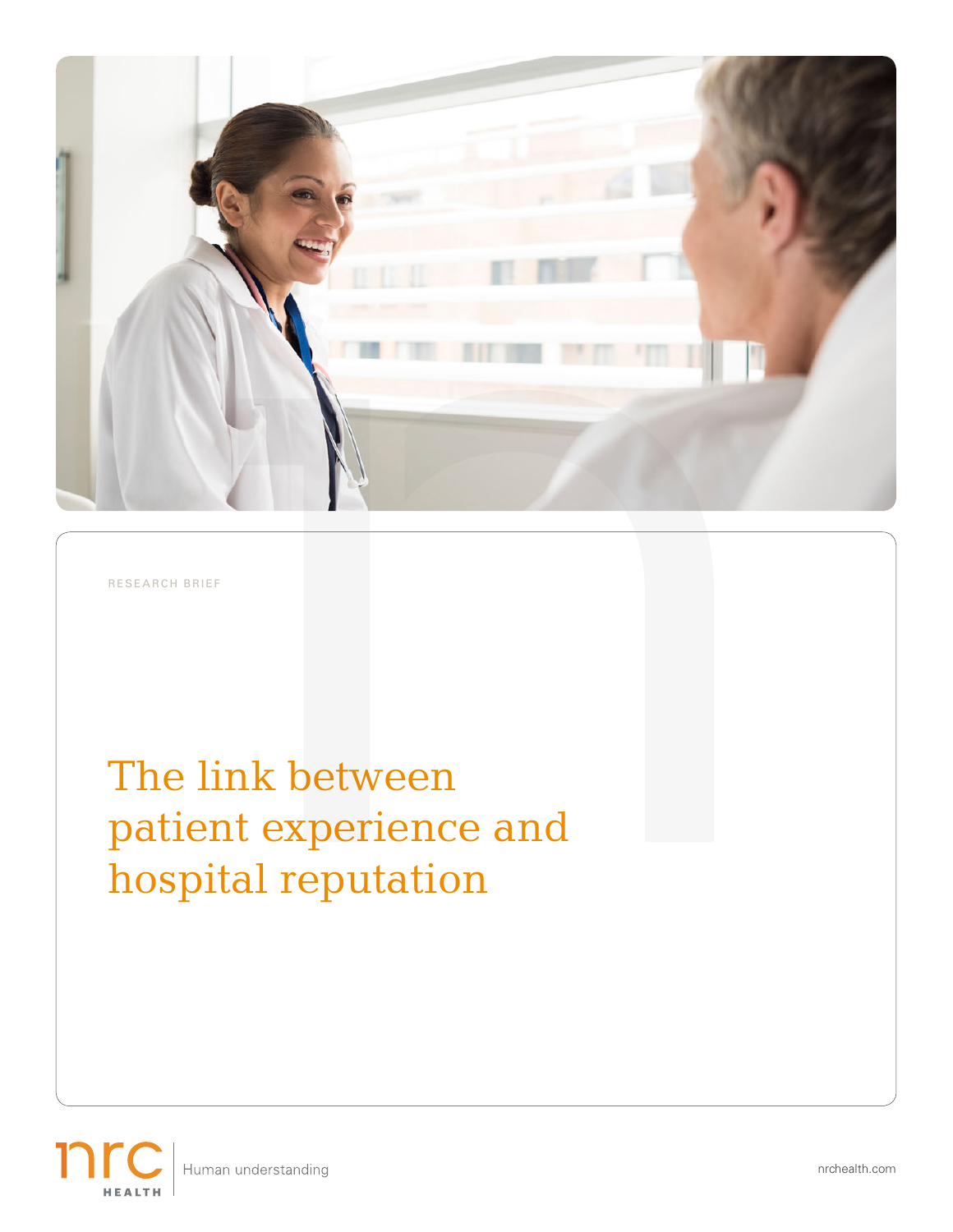RESEARCH BRIEF

# The link between patient experience and hospital reputation

nrc HEALTH | Human understanding

nrchealth.com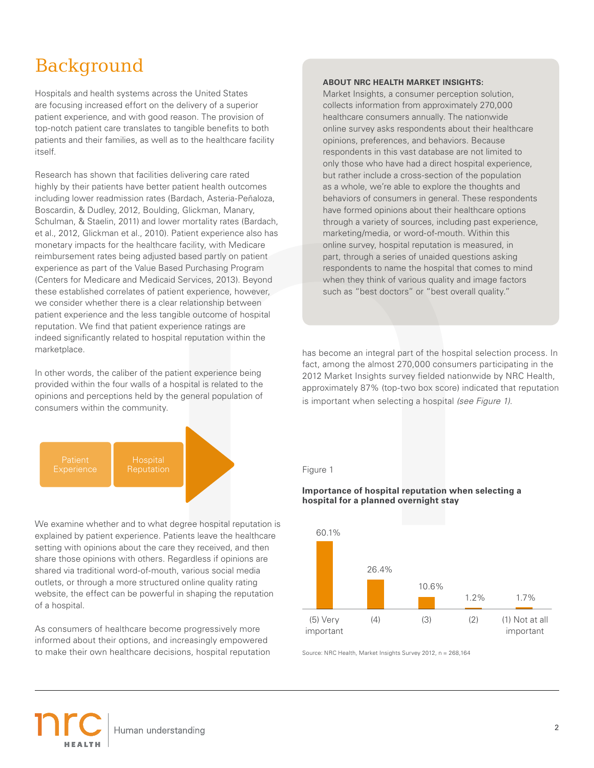# Background

Hospitals and health systems across the United States are focusing increased effort on the delivery of a superior patient experience, and with good reason. The provision of top-notch patient care translates to tangible benefits to both patients and their families, as well as to the healthcare facility itself.

Research has shown that facilities delivering care rated highly by their patients have better patient health outcomes including lower readmission rates (Bardach, Asteria-Peñaloza, Boscardin, & Dudley, 2012, Boulding, Glickman, Manary, Schulman, & Staelin, 2011) and lower mortality rates (Bardach, et al., 2012, Glickman et al., 2010). Patient experience also has monetary impacts for the healthcare facility, with Medicare reimbursement rates being adjusted based partly on patient experience as part of the Value Based Purchasing Program (Centers for Medicare and Medicaid Services, 2013). Beyond these established correlates of patient experience, however, we consider whether there is a clear relationship between patient experience and the less tangible outcome of hospital reputation. We find that patient experience ratings are indeed significantly related to hospital reputation within the marketplace.

In other words, the caliber of the patient experience being provided within the four walls of a hospital is related to the opinions and perceptions held by the general population of consumers within the community.

Patient Experience → Hospital Reputation

We examine whether and to what degree hospital reputation is explained by patient experience. Patients leave the healthcare setting with opinions about the care they received, and then share those opinions with others. Regardless if opinions are shared via traditional word-of-mouth, various social media outlets, or through a more structured online quality rating website, the effect can be powerful in shaping the reputation of a hospital.

As consumers of healthcare become progressively more informed about their options, and increasingly empowered to make their own healthcare decisions, hospital reputation has become an integral part of the hospital selection process. In fact, among the almost 270,000 consumers participating in the 2012 Market Insights survey fielded nationwide by NRC Health, approximately 87% (top-two box score) indicated that reputation is important when selecting a hospital *(see Figure 1)*.

**ABOUT NRC HEALTH MARKET INSIGHTS:**
Market Insights, a consumer perception solution, collects information from approximately 270,000 healthcare consumers annually. The nationwide online survey asks respondents about their healthcare opinions, preferences, and behaviors. Because respondents in this vast database are not limited to only those who have had a direct hospital experience, but rather include a cross-section of the population as a whole, we're able to explore the thoughts and behaviors of consumers in general. These respondents have formed opinions about their healthcare options through a variety of sources, including past experience, marketing/media, or word-of-mouth. Within this online survey, hospital reputation is measured, in part, through a series of unaided questions asking respondents to name the hospital that comes to mind when they think of various quality and image factors such as "best doctors" or "best overall quality."

Figure 1

**Importance of hospital reputation when selecting a hospital for a planned overnight stay**

| (5) Very important | (4) | (3) | (2) | (1) Not at all important |
|---|---|---|---|---|
| 60.1% | 26.4% | 10.6% | 1.2% | 1.7% |

Source: NRC Health, Market Insights Survey 2012, n = 268,164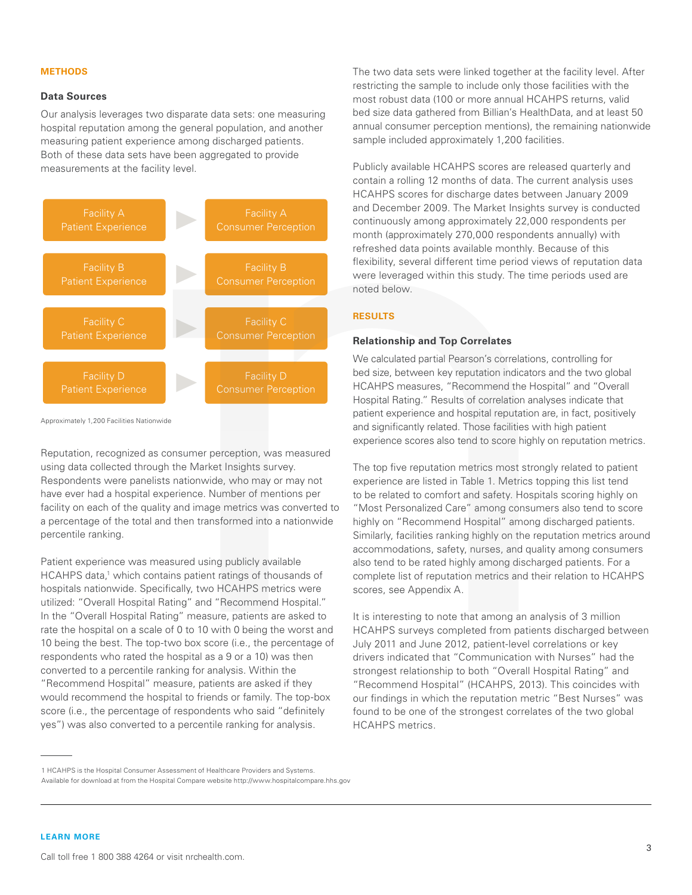## METHODS

### Data Sources

Our analysis leverages two disparate data sets: one measuring hospital reputation among the general population, and another measuring patient experience among discharged patients. Both of these data sets have been aggregated to provide measurements at the facility level.

| | | |
|---|---|---|
| Facility A Patient Experience | ▶ | Facility A Consumer Perception |
| Facility B Patient Experience | ▶ | Facility B Consumer Perception |
| Facility C Patient Experience | ▶ | Facility C Consumer Perception |
| Facility D Patient Experience | ▶ | Facility D Consumer Perception |

Approximately 1,200 Facilities Nationwide

Reputation, recognized as consumer perception, was measured using data collected through the Market Insights survey. Respondents were panelists nationwide, who may or may not have ever had a hospital experience. Number of mentions per facility on each of the quality and image metrics was converted to a percentage of the total and then transformed into a nationwide percentile ranking.

Patient experience was measured using publicly available HCAHPS data,[1] which contains patient ratings of thousands of hospitals nationwide. Specifically, two HCAHPS metrics were utilized: "Overall Hospital Rating" and "Recommend Hospital." In the "Overall Hospital Rating" measure, patients are asked to rate the hospital on a scale of 0 to 10 with 0 being the worst and 10 being the best. The top-two box score (i.e., the percentage of respondents who rated the hospital as a 9 or a 10) was then converted to a percentile ranking for analysis. Within the "Recommend Hospital" measure, patients are asked if they would recommend the hospital to friends or family. The top-box score (i.e., the percentage of respondents who said "definitely yes") was also converted to a percentile ranking for analysis.

The two data sets were linked together at the facility level. After restricting the sample to include only those facilities with the most robust data (100 or more annual HCAHPS returns, valid bed size data gathered from Billian's HealthData, and at least 50 annual consumer perception mentions), the remaining nationwide sample included approximately 1,200 facilities.

Publicly available HCAHPS scores are released quarterly and contain a rolling 12 months of data. The current analysis uses HCAHPS scores for discharge dates between January 2009 and December 2009. The Market Insights survey is conducted continuously among approximately 22,000 respondents per month (approximately 270,000 respondents annually) with refreshed data points available monthly. Because of this flexibility, several different time period views of reputation data were leveraged within this study. The time periods used are noted below.

## RESULTS

### Relationship and Top Correlates

We calculated partial Pearson's correlations, controlling for bed size, between key reputation indicators and the two global HCAHPS measures, "Recommend the Hospital" and "Overall Hospital Rating." Results of correlation analyses indicate that patient experience and hospital reputation are, in fact, positively and significantly related. Those facilities with high patient experience scores also tend to score highly on reputation metrics.

The top five reputation metrics most strongly related to patient experience are listed in Table 1. Metrics topping this list tend to be related to comfort and safety. Hospitals scoring highly on "Most Personalized Care" among consumers also tend to score highly on "Recommend Hospital" among discharged patients. Similarly, facilities ranking highly on the reputation metrics around accommodations, safety, nurses, and quality among consumers also tend to be rated highly among discharged patients. For a complete list of reputation metrics and their relation to HCAHPS scores, see Appendix A.

It is interesting to note that among an analysis of 3 million HCAHPS surveys completed from patients discharged between July 2011 and June 2012, patient-level correlations or key drivers indicated that "Communication with Nurses" had the strongest relationship to both "Overall Hospital Rating" and "Recommend Hospital" (HCAHPS, 2013). This coincides with our findings in which the reputation metric "Best Nurses" was found to be one of the strongest correlates of the two global HCAHPS metrics.

---

1 HCAHPS is the Hospital Consumer Assessment of Healthcare Providers and Systems. Available for download at from the Hospital Compare website http://www.hospitalcompare.hhs.gov

**LEARN MORE**

Call toll free 1 800 388 4264 or visit nrchealth.com.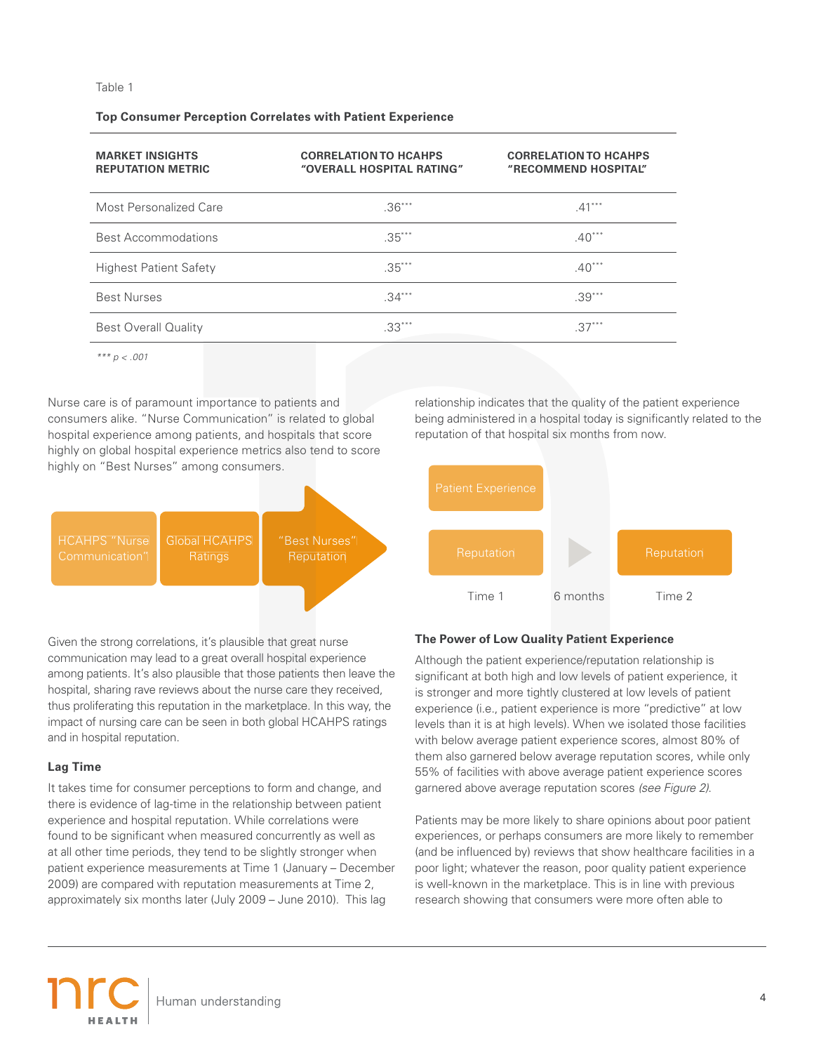Table 1

**Top Consumer Perception Correlates with Patient Experience**

| MARKET INSIGHTS REPUTATION METRIC | CORRELATION TO HCAHPS "OVERALL HOSPITAL RATING" | CORRELATION TO HCAHPS "RECOMMEND HOSPITAL" |
|---|---|---|
| Most Personalized Care | .36*** | .41*** |
| Best Accommodations | .35*** | .40*** |
| Highest Patient Safety | .35*** | .40*** |
| Best Nurses | .34*** | .39*** |
| Best Overall Quality | .33*** | .37*** |

*\*\*\* p < .001*

Nurse care is of paramount importance to patients and consumers alike. "Nurse Communication" is related to global hospital experience among patients, and hospitals that score highly on global hospital experience metrics also tend to score highly on "Best Nurses" among consumers.

HCAHPS "Nurse Communication" → Global HCAHPS Ratings → "Best Nurses" Reputation

Given the strong correlations, it's plausible that great nurse communication may lead to a great overall hospital experience among patients. It's also plausible that those patients then leave the hospital, sharing rave reviews about the nurse care they received, thus proliferating this reputation in the marketplace. In this way, the impact of nursing care can be seen in both global HCAHPS ratings and in hospital reputation.

### Lag Time

It takes time for consumer perceptions to form and change, and there is evidence of lag-time in the relationship between patient experience and hospital reputation. While correlations were found to be significant when measured concurrently as well as at all other time periods, they tend to be slightly stronger when patient experience measurements at Time 1 (January – December 2009) are compared with reputation measurements at Time 2, approximately six months later (July 2009 – June 2010). This lag relationship indicates that the quality of the patient experience being administered in a hospital today is significantly related to the reputation of that hospital six months from now.

Patient Experience / Reputation (Time 1) → 6 months → Reputation (Time 2)

### The Power of Low Quality Patient Experience

Although the patient experience/reputation relationship is significant at both high and low levels of patient experience, it is stronger and more tightly clustered at low levels of patient experience (i.e., patient experience is more "predictive" at low levels than it is at high levels). When we isolated those facilities with below average patient experience scores, almost 80% of them also garnered below average reputation scores, while only 55% of facilities with above average patient experience scores garnered above average reputation scores *(see Figure 2)*.

Patients may be more likely to share opinions about poor patient experiences, or perhaps consumers are more likely to remember (and be influenced by) reviews that show healthcare facilities in a poor light; whatever the reason, poor quality patient experience is well-known in the marketplace. This is in line with previous research showing that consumers were more often able to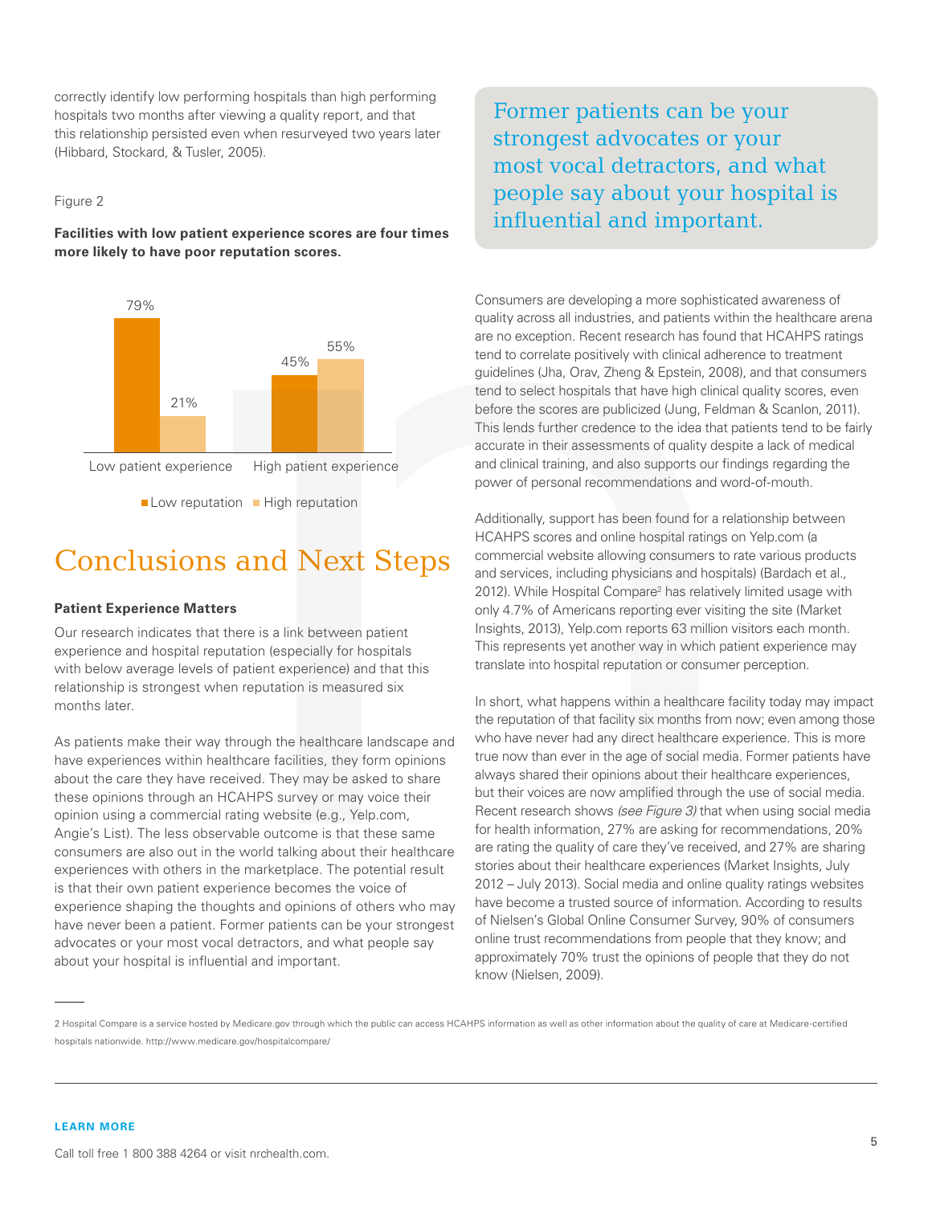correctly identify low performing hospitals than high performing hospitals two months after viewing a quality report, and that this relationship persisted even when resurveyed two years later (Hibbard, Stockard, & Tusler, 2005).

Figure 2

**Facilities with low patient experience scores are four times more likely to have poor reputation scores.**

| | Low reputation | High reputation |
|---|---|---|
| Low patient experience | 79% | 21% |
| High patient experience | 45% | 55% |

# Conclusions and Next Steps

### Patient Experience Matters

Our research indicates that there is a link between patient experience and hospital reputation (especially for hospitals with below average levels of patient experience) and that this relationship is strongest when reputation is measured six months later.

As patients make their way through the healthcare landscape and have experiences within healthcare facilities, they form opinions about the care they have received. They may be asked to share these opinions through an HCAHPS survey or may voice their opinion using a commercial rating website (e.g., Yelp.com, Angie's List). The less observable outcome is that these same consumers are also out in the world talking about their healthcare experiences with others in the marketplace. The potential result is that their own patient experience becomes the voice of experience shaping the thoughts and opinions of others who may have never been a patient. Former patients can be your strongest advocates or your most vocal detractors, and what people say about your hospital is influential and important.

> Former patients can be your strongest advocates or your most vocal detractors, and what people say about your hospital is influential and important.

Consumers are developing a more sophisticated awareness of quality across all industries, and patients within the healthcare arena are no exception. Recent research has found that HCAHPS ratings tend to correlate positively with clinical adherence to treatment guidelines (Jha, Orav, Zheng & Epstein, 2008), and that consumers tend to select hospitals that have high clinical quality scores, even before the scores are publicized (Jung, Feldman & Scanlon, 2011). This lends further credence to the idea that patients tend to be fairly accurate in their assessments of quality despite a lack of medical and clinical training, and also supports our findings regarding the power of personal recommendations and word-of-mouth.

Additionally, support has been found for a relationship between HCAHPS scores and online hospital ratings on Yelp.com (a commercial website allowing consumers to rate various products and services, including physicians and hospitals) (Bardach et al., 2012). While Hospital Compare[2] has relatively limited usage with only 4.7% of Americans reporting ever visiting the site (Market Insights, 2013), Yelp.com reports 63 million visitors each month. This represents yet another way in which patient experience may translate into hospital reputation or consumer perception.

In short, what happens within a healthcare facility today may impact the reputation of that facility six months from now; even among those who have never had any direct healthcare experience. This is more true now than ever in the age of social media. Former patients have always shared their opinions about their healthcare experiences, but their voices are now amplified through the use of social media. Recent research shows *(see Figure 3)* that when using social media for health information, 27% are asking for recommendations, 20% are rating the quality of care they've received, and 27% are sharing stories about their healthcare experiences (Market Insights, July 2012 – July 2013). Social media and online quality ratings websites have become a trusted source of information. According to results of Nielsen's Global Online Consumer Survey, 90% of consumers online trust recommendations from people that they know; and approximately 70% trust the opinions of people that they do not know (Nielsen, 2009).

---

2 Hospital Compare is a service hosted by Medicare.gov through which the public can access HCAHPS information as well as other information about the quality of care at Medicare-certified hospitals nationwide. http://www.medicare.gov/hospitalcompare/

**LEARN MORE**

Call toll free 1 800 388 4264 or visit nrchealth.com.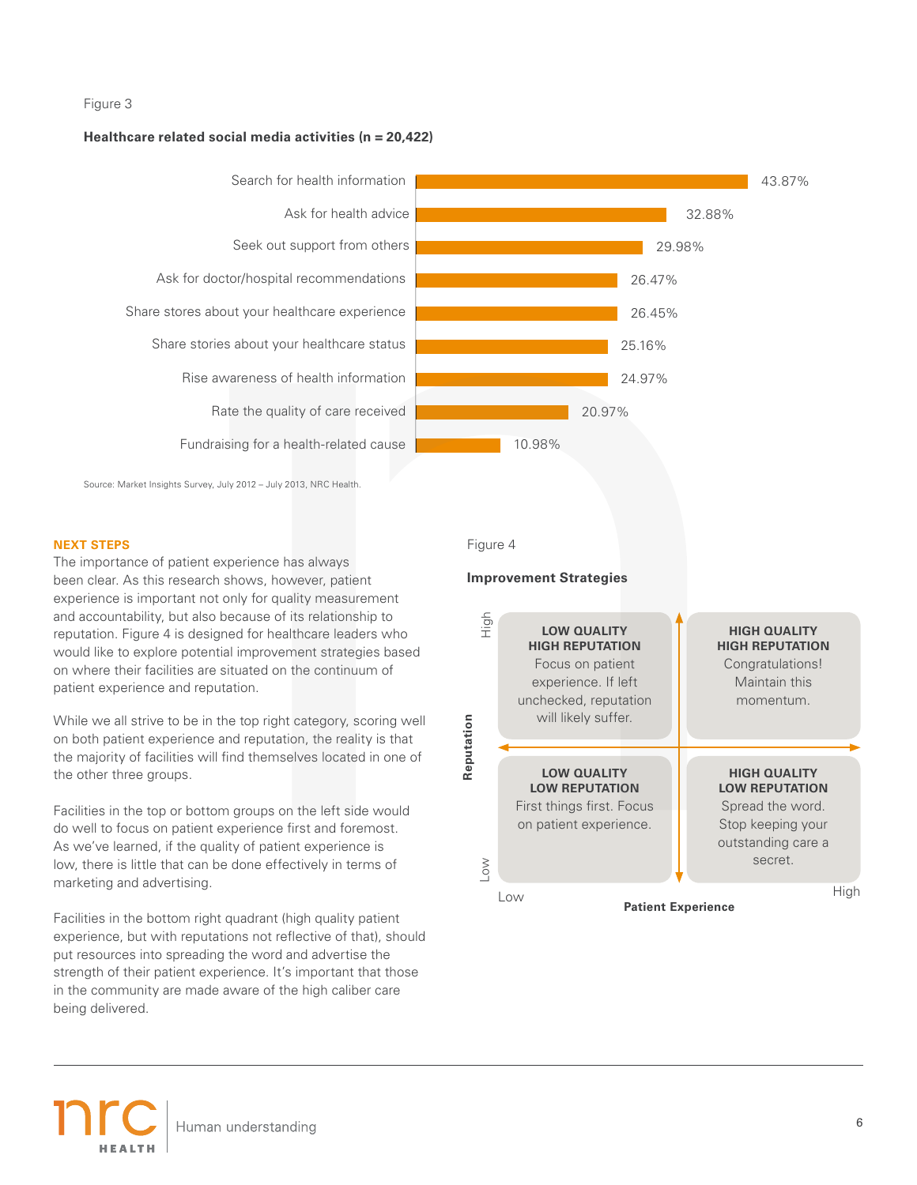Figure 3

**Healthcare related social media activities (n = 20,422)**

| Activity | Percentage |
|---|---|
| Search for health information | 43.87% |
| Ask for health advice | 32.88% |
| Seek out support from others | 29.98% |
| Ask for doctor/hospital recommendations | 26.47% |
| Share stores about your healthcare experience | 26.45% |
| Share stories about your healthcare status | 25.16% |
| Rise awareness of health information | 24.97% |
| Rate the quality of care received | 20.97% |
| Fundraising for a health-related cause | 10.98% |

Source: Market Insights Survey, July 2012 – July 2013, NRC Health.

## NEXT STEPS

The importance of patient experience has always been clear. As this research shows, however, patient experience is important not only for quality measurement and accountability, but also because of its relationship to reputation. Figure 4 is designed for healthcare leaders who would like to explore potential improvement strategies based on where their facilities are situated on the continuum of patient experience and reputation.

While we all strive to be in the top right category, scoring well on both patient experience and reputation, the reality is that the majority of facilities will find themselves located in one of the other three groups.

Facilities in the top or bottom groups on the left side would do well to focus on patient experience first and foremost. As we've learned, if the quality of patient experience is low, there is little that can be done effectively in terms of marketing and advertising.

Facilities in the bottom right quadrant (high quality patient experience, but with reputations not reflective of that), should put resources into spreading the word and advertise the strength of their patient experience. It's important that those in the community are made aware of the high caliber care being delivered.

Figure 4

**Improvement Strategies**

| Reputation \ Patient Experience | Low | High |
|---|---|---|
| **High** | **LOW QUALITY HIGH REPUTATION** Focus on patient experience. If left unchecked, reputation will likely suffer. | **HIGH QUALITY HIGH REPUTATION** Congratulations! Maintain this momentum. |
| **Low** | **LOW QUALITY LOW REPUTATION** First things first. Focus on patient experience. | **HIGH QUALITY LOW REPUTATION** Spread the word. Stop keeping your outstanding care a secret. |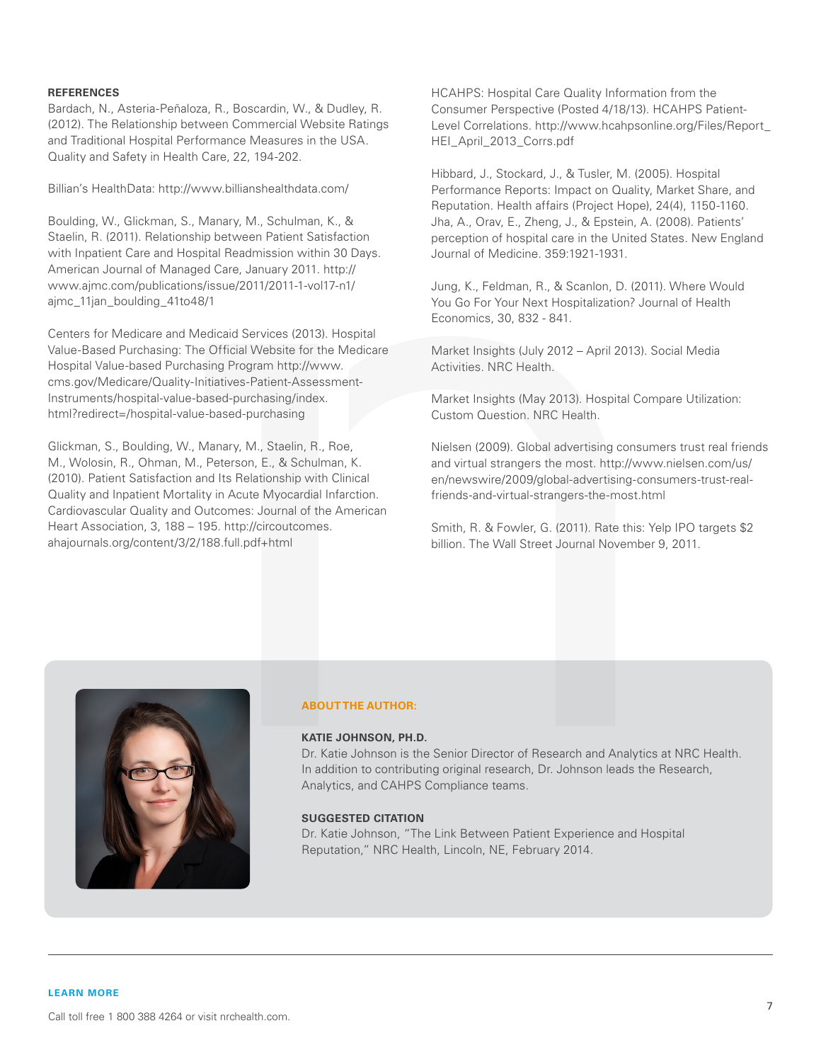## REFERENCES

Bardach, N., Asteria-Peñaloza, R., Boscardin, W., & Dudley, R. (2012). The Relationship between Commercial Website Ratings and Traditional Hospital Performance Measures in the USA. Quality and Safety in Health Care, 22, 194-202.

Billian's HealthData: http://www.billianshealthdata.com/

Boulding, W., Glickman, S., Manary, M., Schulman, K., & Staelin, R. (2011). Relationship between Patient Satisfaction with Inpatient Care and Hospital Readmission within 30 Days. American Journal of Managed Care, January 2011. http://www.ajmc.com/publications/issue/2011/2011-1-vol17-n1/ajmc_11jan_boulding_41to48/1

Centers for Medicare and Medicaid Services (2013). Hospital Value-Based Purchasing: The Official Website for the Medicare Hospital Value-based Purchasing Program http://www.cms.gov/Medicare/Quality-Initiatives-Patient-Assessment-Instruments/hospital-value-based-purchasing/index.html?redirect=/hospital-value-based-purchasing

Glickman, S., Boulding, W., Manary, M., Staelin, R., Roe, M., Wolosin, R., Ohman, M., Peterson, E., & Schulman, K. (2010). Patient Satisfaction and Its Relationship with Clinical Quality and Inpatient Mortality in Acute Myocardial Infarction. Cardiovascular Quality and Outcomes: Journal of the American Heart Association, 3, 188 – 195. http://circoutcomes.ahajournals.org/content/3/2/188.full.pdf+html

HCAHPS: Hospital Care Quality Information from the Consumer Perspective (Posted 4/18/13). HCAHPS Patient-Level Correlations. http://www.hcahpsonline.org/Files/Report_HEI_April_2013_Corrs.pdf

Hibbard, J., Stockard, J., & Tusler, M. (2005). Hospital Performance Reports: Impact on Quality, Market Share, and Reputation. Health affairs (Project Hope), 24(4), 1150-1160.
Jha, A., Orav, E., Zheng, J., & Epstein, A. (2008). Patients' perception of hospital care in the United States. New England Journal of Medicine. 359:1921-1931.

Jung, K., Feldman, R., & Scanlon, D. (2011). Where Would You Go For Your Next Hospitalization? Journal of Health Economics, 30, 832 - 841.

Market Insights (July 2012 – April 2013). Social Media Activities. NRC Health.

Market Insights (May 2013). Hospital Compare Utilization: Custom Question. NRC Health.

Nielsen (2009). Global advertising consumers trust real friends and virtual strangers the most. http://www.nielsen.com/us/en/newswire/2009/global-advertising-consumers-trust-real-friends-and-virtual-strangers-the-most.html

Smith, R. & Fowler, G. (2011). Rate this: Yelp IPO targets $2 billion. The Wall Street Journal November 9, 2011.

### ABOUT THE AUTHOR:

**KATIE JOHNSON, PH.D.**
Dr. Katie Johnson is the Senior Director of Research and Analytics at NRC Health. In addition to contributing original research, Dr. Johnson leads the Research, Analytics, and CAHPS Compliance teams.

**SUGGESTED CITATION**
Dr. Katie Johnson, "The Link Between Patient Experience and Hospital Reputation," NRC Health, Lincoln, NE, February 2014.

**LEARN MORE**

Call toll free 1 800 388 4264 or visit nrchealth.com.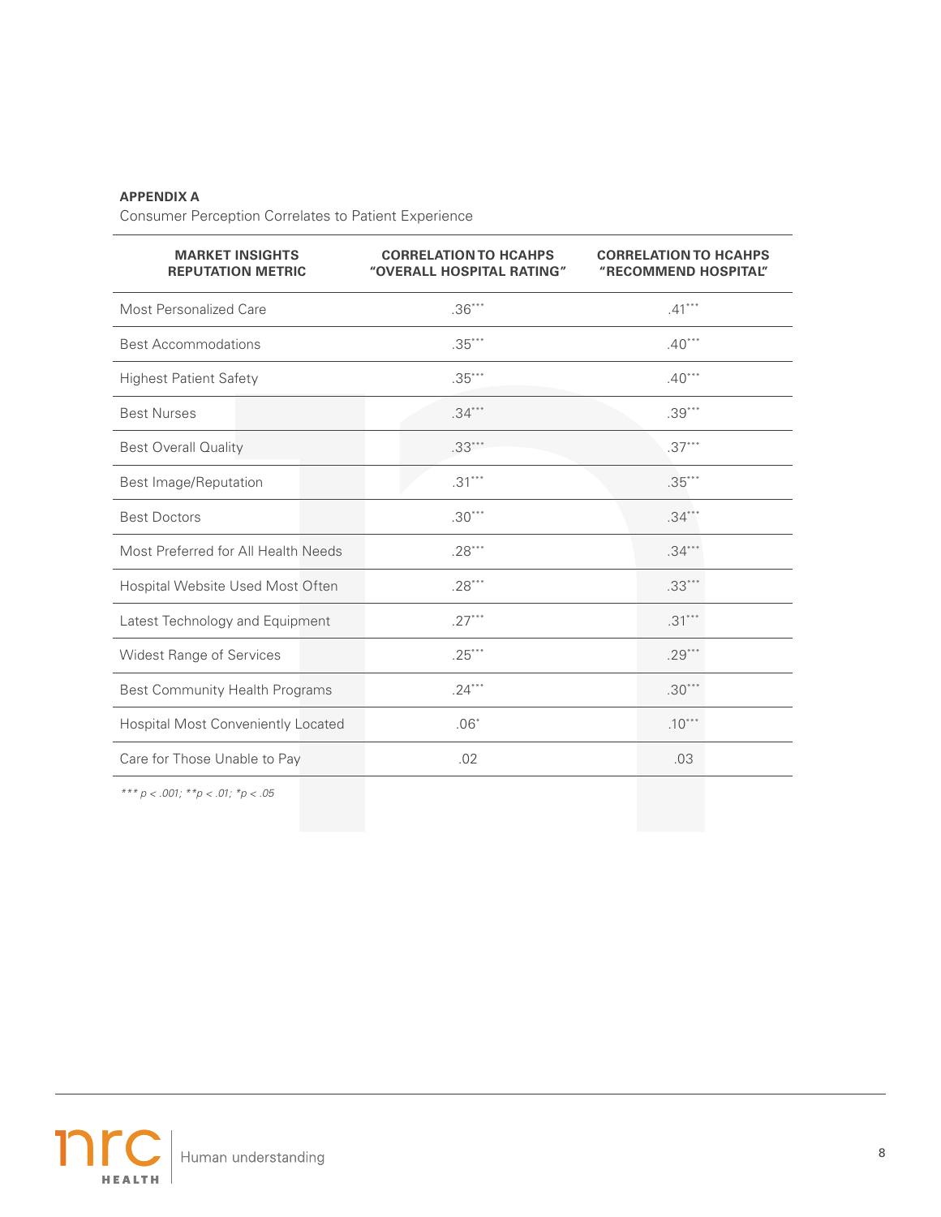**APPENDIX A**

Consumer Perception Correlates to Patient Experience

| MARKET INSIGHTS REPUTATION METRIC | CORRELATION TO HCAHPS "OVERALL HOSPITAL RATING" | CORRELATION TO HCAHPS "RECOMMEND HOSPITAL" |
|---|---|---|
| Most Personalized Care | .36*** | .41*** |
| Best Accommodations | .35*** | .40*** |
| Highest Patient Safety | .35*** | .40*** |
| Best Nurses | .34*** | .39*** |
| Best Overall Quality | .33*** | .37*** |
| Best Image/Reputation | .31*** | .35*** |
| Best Doctors | .30*** | .34*** |
| Most Preferred for All Health Needs | .28*** | .34*** |
| Hospital Website Used Most Often | .28*** | .33*** |
| Latest Technology and Equipment | .27*** | .31*** |
| Widest Range of Services | .25*** | .29*** |
| Best Community Health Programs | .24*** | .30*** |
| Hospital Most Conveniently Located | .06* | .10*** |
| Care for Those Unable to Pay | .02 | .03 |

*\*\*\* $p < .001$; \*\*$p < .01$; \*$p < .05$*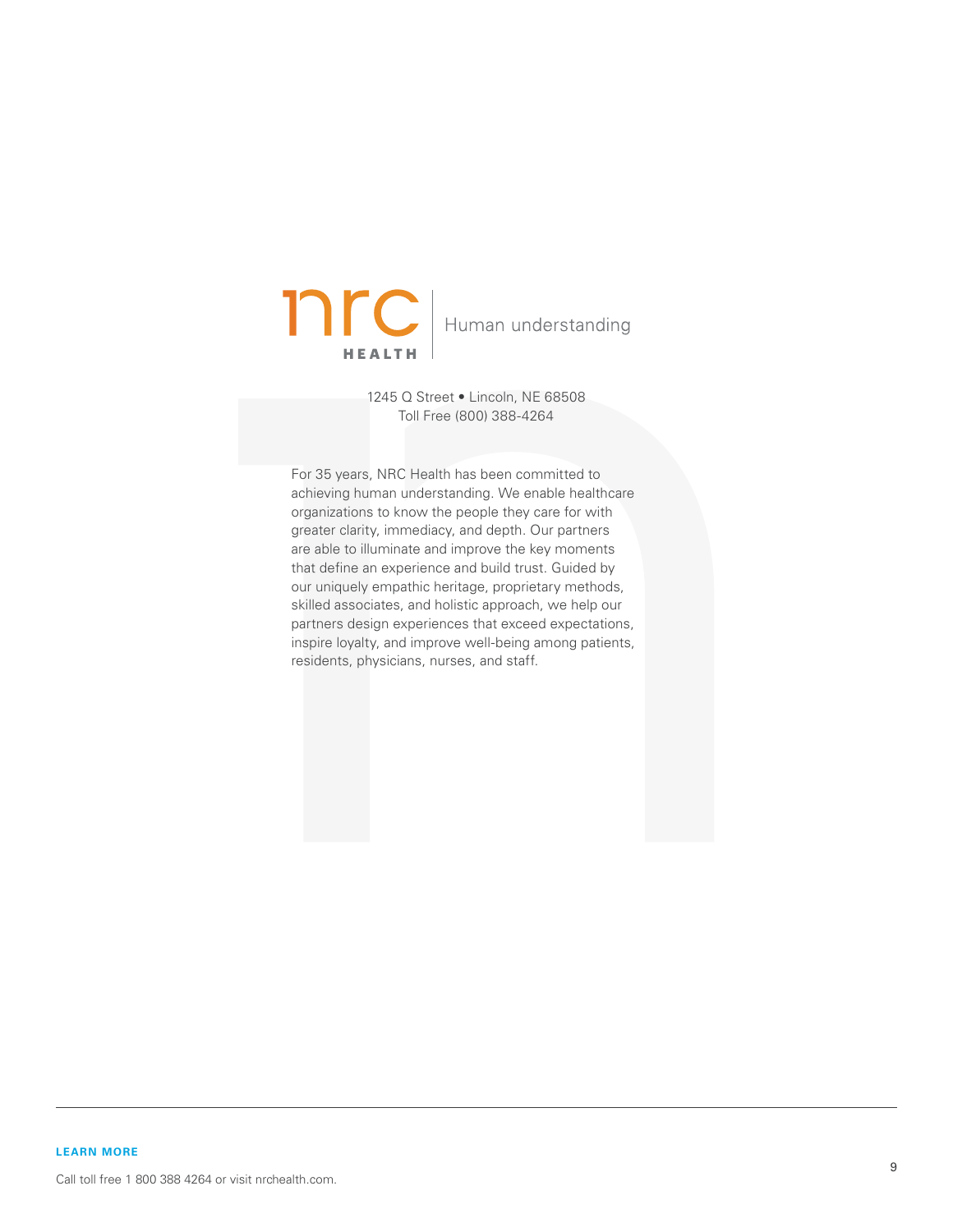nrc HEALTH | Human understanding

1245 Q Street • Lincoln, NE 68508
Toll Free (800) 388-4264

For 35 years, NRC Health has been committed to achieving human understanding. We enable healthcare organizations to know the people they care for with greater clarity, immediacy, and depth. Our partners are able to illuminate and improve the key moments that define an experience and build trust. Guided by our uniquely empathic heritage, proprietary methods, skilled associates, and holistic approach, we help our partners design experiences that exceed expectations, inspire loyalty, and improve well-being among patients, residents, physicians, nurses, and staff.

**LEARN MORE**

Call toll free 1 800 388 4264 or visit nrchealth.com.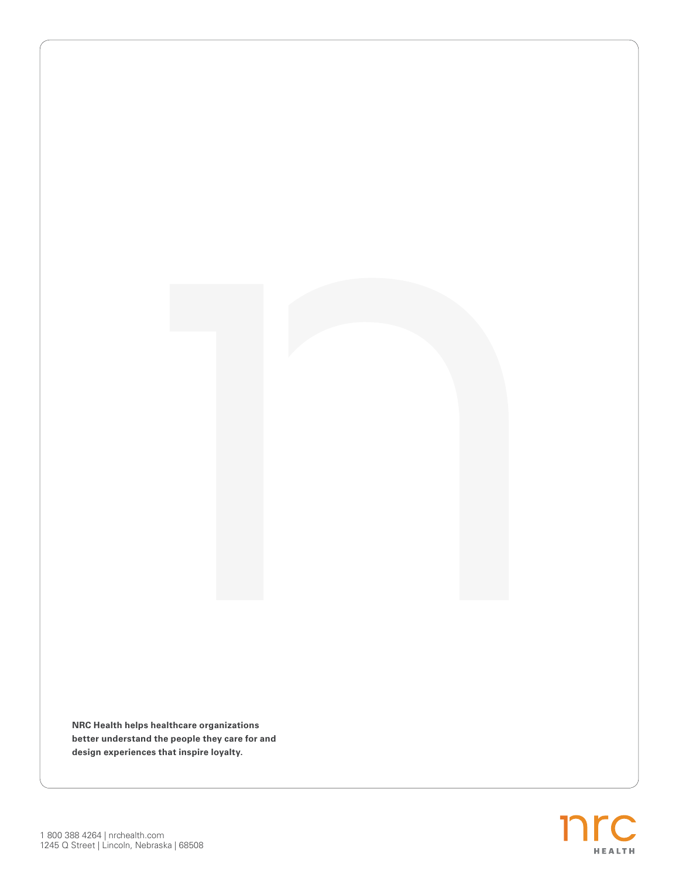**NRC Health helps healthcare organizations better understand the people they care for and design experiences that inspire loyalty.**

1 800 388 4264 | nrchealth.com
1245 Q Street | Lincoln, Nebraska | 68508

nrc HEALTH